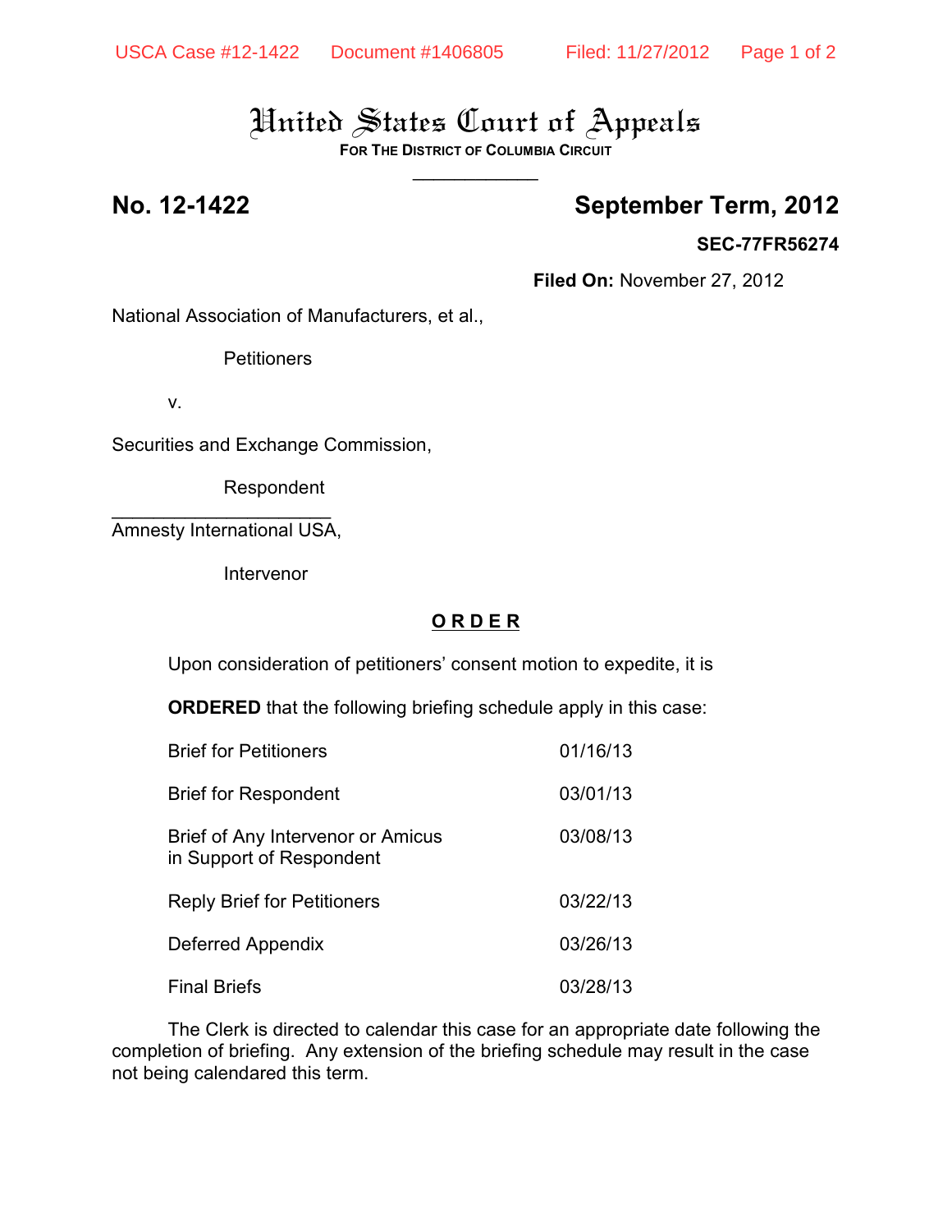# United States Court of Appeals
**FOR THE DISTRICT OF COLUMBIA CIRCUIT**

---

**No. 12-1422** **September Term, 2012**

**SEC-77FR56274**

**Filed On:** November 27, 2012

National Association of Manufacturers, et al.,

Petitioners

v.

Securities and Exchange Commission,

Respondent

---

Amnesty International USA,

Intervenor

## ORDER

Upon consideration of petitioners' consent motion to expedite, it is

**ORDERED** that the following briefing schedule apply in this case:

| | |
|---|---|
| Brief for Petitioners | 01/16/13 |
| Brief for Respondent | 03/01/13 |
| Brief of Any Intervenor or Amicus in Support of Respondent | 03/08/13 |
| Reply Brief for Petitioners | 03/22/13 |
| Deferred Appendix | 03/26/13 |
| Final Briefs | 03/28/13 |

The Clerk is directed to calendar this case for an appropriate date following the completion of briefing. Any extension of the briefing schedule may result in the case not being calendared this term.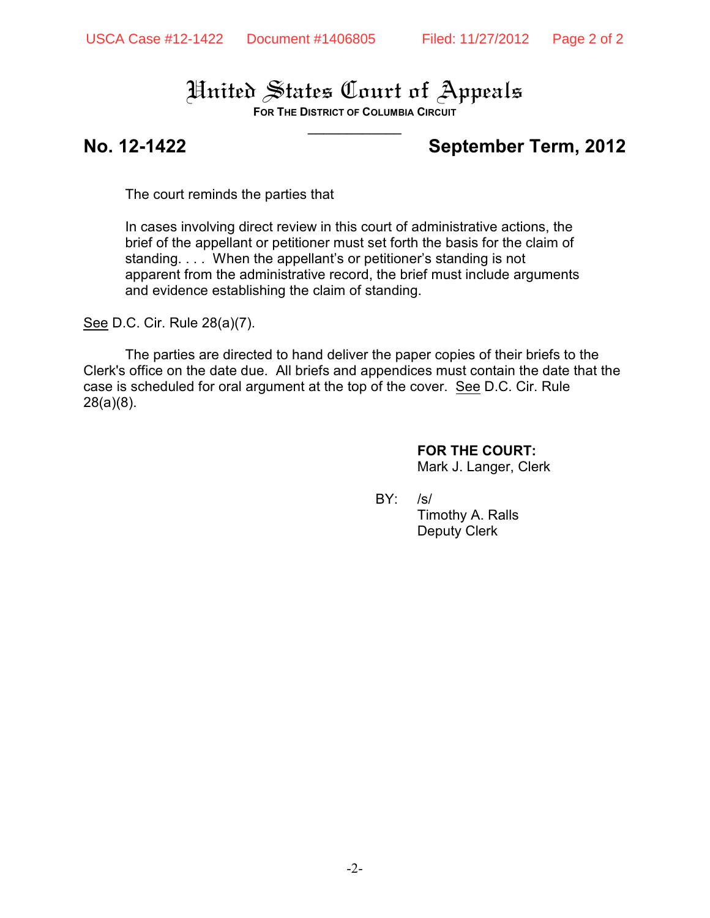# United States Court of Appeals

**FOR THE DISTRICT OF COLUMBIA CIRCUIT**

**No. 12-1422** **September Term, 2012**

The court reminds the parties that

> In cases involving direct review in this court of administrative actions, the brief of the appellant or petitioner must set forth the basis for the claim of standing. . . . When the appellant's or petitioner's standing is not apparent from the administrative record, the brief must include arguments and evidence establishing the claim of standing.

See D.C. Cir. Rule 28(a)(7).

The parties are directed to hand deliver the paper copies of their briefs to the Clerk's office on the date due. All briefs and appendices must contain the date that the case is scheduled for oral argument at the top of the cover. See D.C. Cir. Rule 28(a)(8).

**FOR THE COURT:**
Mark J. Langer, Clerk

BY: /s/
Timothy A. Ralls
Deputy Clerk